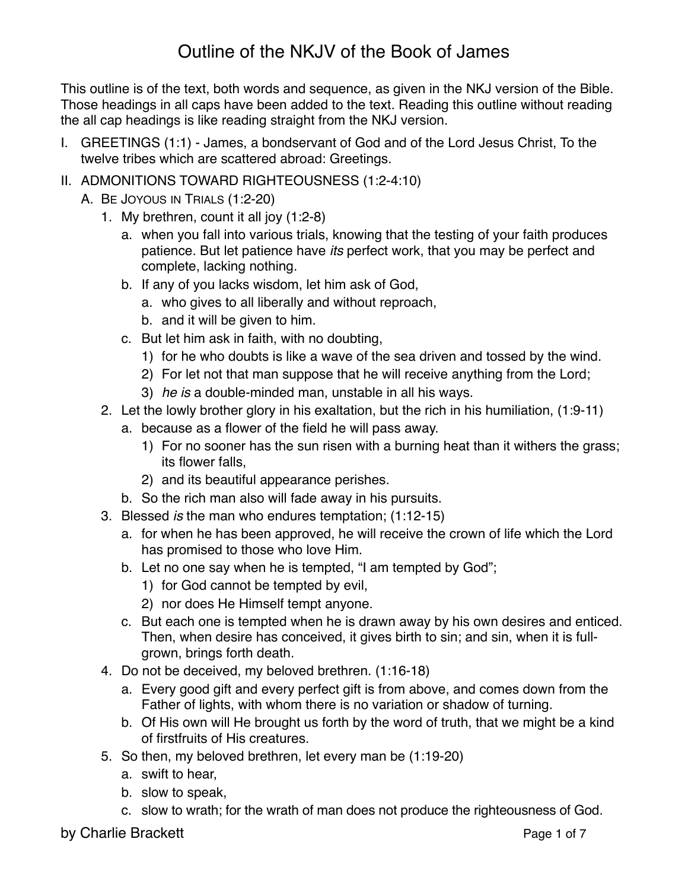# Outline of the NKJV of the Book of James

This outline is of the text, both words and sequence, as given in the NKJ version of the Bible. Those headings in all caps have been added to the text. Reading this outline without reading the all cap headings is like reading straight from the NKJ version.

I. GREETINGS (1:1) - James, a bondservant of God and of the Lord Jesus Christ, To the twelve tribes which are scattered abroad: Greetings.

II. ADMONITIONS TOWARD RIGHTEOUSNESS (1:2-4:10)

   A. BE JOYOUS IN TRIALS (1:2-20)

      1. My brethren, count it all joy (1:2-8)

         a. when you fall into various trials, knowing that the testing of your faith produces patience. But let patience have *its* perfect work, that you may be perfect and complete, lacking nothing.

         b. If any of you lacks wisdom, let him ask of God,

            a. who gives to all liberally and without reproach,

            b. and it will be given to him.

         c. But let him ask in faith, with no doubting,

            1) for he who doubts is like a wave of the sea driven and tossed by the wind.

            2) For let not that man suppose that he will receive anything from the Lord;

            3) *he is* a double-minded man, unstable in all his ways.

      2. Let the lowly brother glory in his exaltation, but the rich in his humiliation, (1:9-11)

         a. because as a flower of the field he will pass away.

            1) For no sooner has the sun risen with a burning heat than it withers the grass; its flower falls,

            2) and its beautiful appearance perishes.

         b. So the rich man also will fade away in his pursuits.

      3. Blessed *is* the man who endures temptation; (1:12-15)

         a. for when he has been approved, he will receive the crown of life which the Lord has promised to those who love Him.

         b. Let no one say when he is tempted, "I am tempted by God";

            1) for God cannot be tempted by evil,

            2) nor does He Himself tempt anyone.

         c. But each one is tempted when he is drawn away by his own desires and enticed. Then, when desire has conceived, it gives birth to sin; and sin, when it is full-grown, brings forth death.

      4. Do not be deceived, my beloved brethren. (1:16-18)

         a. Every good gift and every perfect gift is from above, and comes down from the Father of lights, with whom there is no variation or shadow of turning.

         b. Of His own will He brought us forth by the word of truth, that we might be a kind of firstfruits of His creatures.

      5. So then, my beloved brethren, let every man be (1:19-20)

         a. swift to hear,

         b. slow to speak,

         c. slow to wrath; for the wrath of man does not produce the righteousness of God.

by Charlie Brackett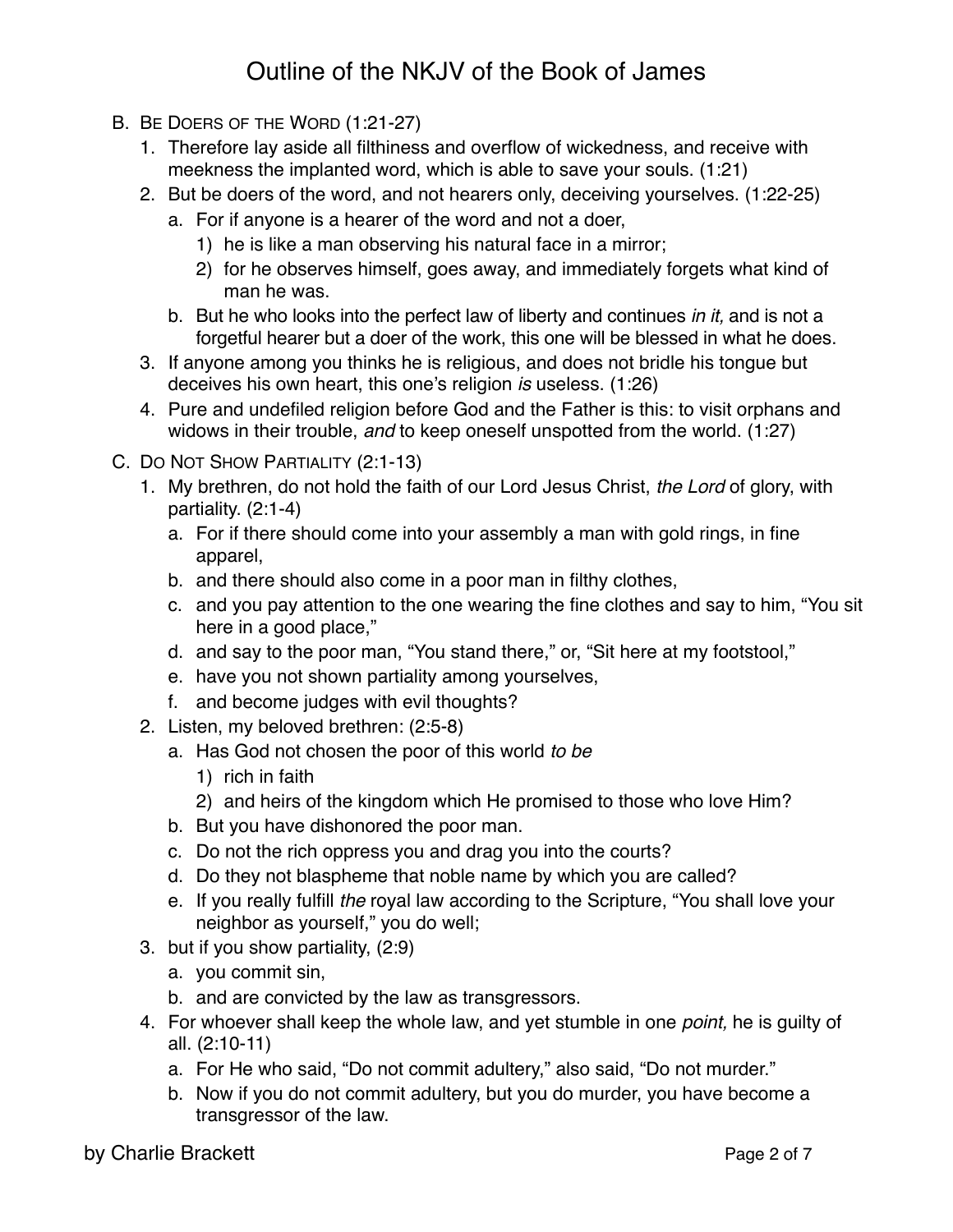B. Be Doers of the Word (1:21-27)
   1. Therefore lay aside all filthiness and overflow of wickedness, and receive with meekness the implanted word, which is able to save your souls. (1:21)
   2. But be doers of the word, and not hearers only, deceiving yourselves. (1:22-25)
      a. For if anyone is a hearer of the word and not a doer,
         1) he is like a man observing his natural face in a mirror;
         2) for he observes himself, goes away, and immediately forgets what kind of man he was.
      b. But he who looks into the perfect law of liberty and continues *in it,* and is not a forgetful hearer but a doer of the work, this one will be blessed in what he does.
   3. If anyone among you thinks he is religious, and does not bridle his tongue but deceives his own heart, this one's religion *is* useless. (1:26)
   4. Pure and undefiled religion before God and the Father is this: to visit orphans and widows in their trouble, *and* to keep oneself unspotted from the world. (1:27)

C. Do Not Show Partiality (2:1-13)
   1. My brethren, do not hold the faith of our Lord Jesus Christ, *the Lord* of glory, with partiality. (2:1-4)
      a. For if there should come into your assembly a man with gold rings, in fine apparel,
      b. and there should also come in a poor man in filthy clothes,
      c. and you pay attention to the one wearing the fine clothes and say to him, "You sit here in a good place,"
      d. and say to the poor man, "You stand there," or, "Sit here at my footstool,"
      e. have you not shown partiality among yourselves,
      f. and become judges with evil thoughts?
   2. Listen, my beloved brethren: (2:5-8)
      a. Has God not chosen the poor of this world *to be*
         1) rich in faith
         2) and heirs of the kingdom which He promised to those who love Him?
      b. But you have dishonored the poor man.
      c. Do not the rich oppress you and drag you into the courts?
      d. Do they not blaspheme that noble name by which you are called?
      e. If you really fulfill *the* royal law according to the Scripture, "You shall love your neighbor as yourself," you do well;
   3. but if you show partiality, (2:9)
      a. you commit sin,
      b. and are convicted by the law as transgressors.
   4. For whoever shall keep the whole law, and yet stumble in one *point,* he is guilty of all. (2:10-11)
      a. For He who said, "Do not commit adultery," also said, "Do not murder."
      b. Now if you do not commit adultery, but you do murder, you have become a transgressor of the law.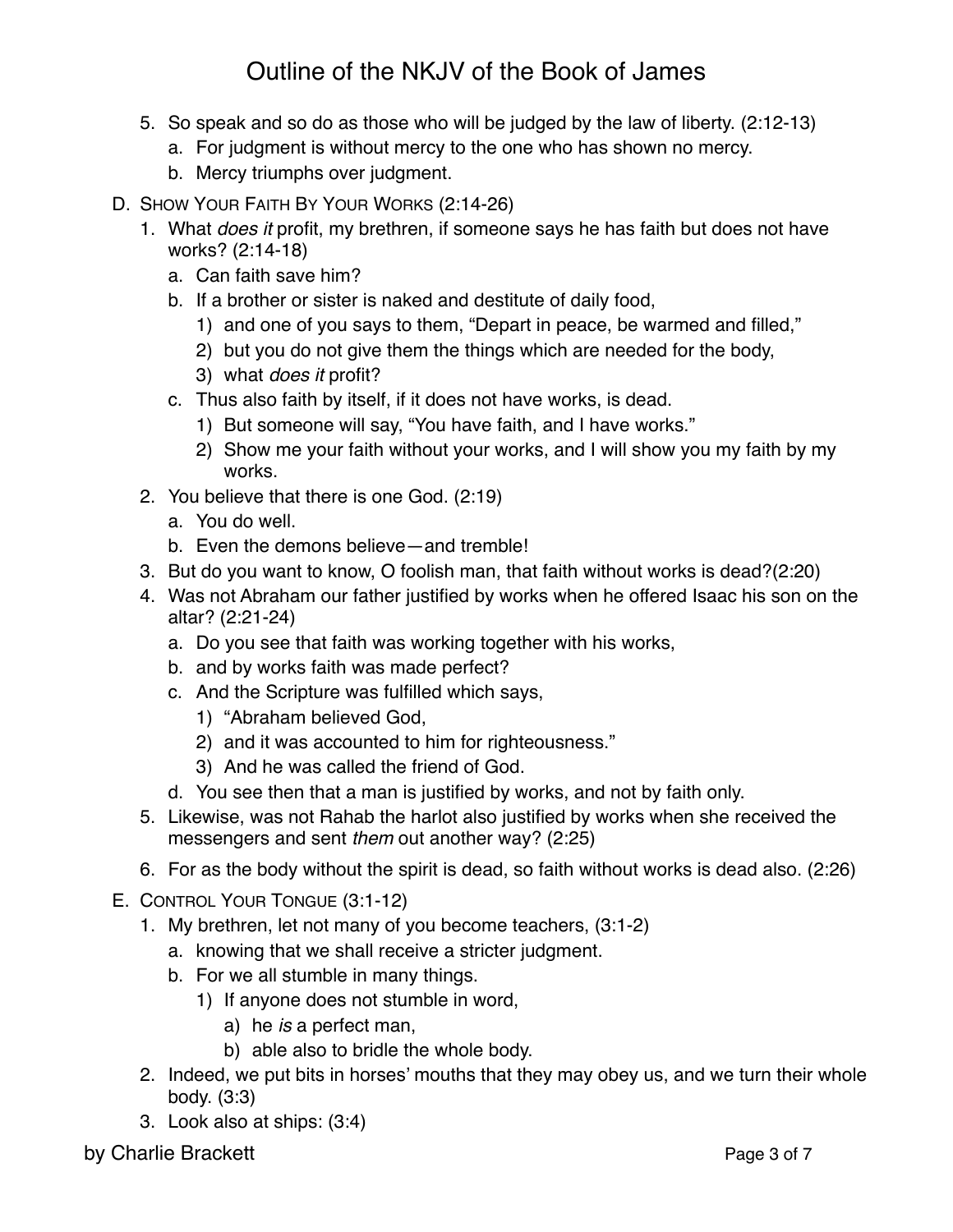5. So speak and so do as those who will be judged by the law of liberty. (2:12-13)
    a. For judgment is without mercy to the one who has shown no mercy.
    b. Mercy triumphs over judgment.

D. SHOW YOUR FAITH BY YOUR WORKS (2:14-26)

1. What *does it* profit, my brethren, if someone says he has faith but does not have works? (2:14-18)
    a. Can faith save him?
    b. If a brother or sister is naked and destitute of daily food,
        1) and one of you says to them, “Depart in peace, be warmed and filled,”
        2) but you do not give them the things which are needed for the body,
        3) what *does it* profit?
    c. Thus also faith by itself, if it does not have works, is dead.
        1) But someone will say, “You have faith, and I have works.”
        2) Show me your faith without your works, and I will show you my faith by my works.
2. You believe that there is one God. (2:19)
    a. You do well.
    b. Even the demons believe—and tremble!
3. But do you want to know, O foolish man, that faith without works is dead?(2:20)
4. Was not Abraham our father justified by works when he offered Isaac his son on the altar? (2:21-24)
    a. Do you see that faith was working together with his works,
    b. and by works faith was made perfect?
    c. And the Scripture was fulfilled which says,
        1) “Abraham believed God,
        2) and it was accounted to him for righteousness.”
        3) And he was called the friend of God.
    d. You see then that a man is justified by works, and not by faith only.
5. Likewise, was not Rahab the harlot also justified by works when she received the messengers and sent *them* out another way? (2:25)
6. For as the body without the spirit is dead, so faith without works is dead also. (2:26)

E. CONTROL YOUR TONGUE (3:1-12)

1. My brethren, let not many of you become teachers, (3:1-2)
    a. knowing that we shall receive a stricter judgment.
    b. For we all stumble in many things.
        1) If anyone does not stumble in word,
            a) he *is* a perfect man,
            b) able also to bridle the whole body.
2. Indeed, we put bits in horses’ mouths that they may obey us, and we turn their whole body. (3:3)
3. Look also at ships: (3:4)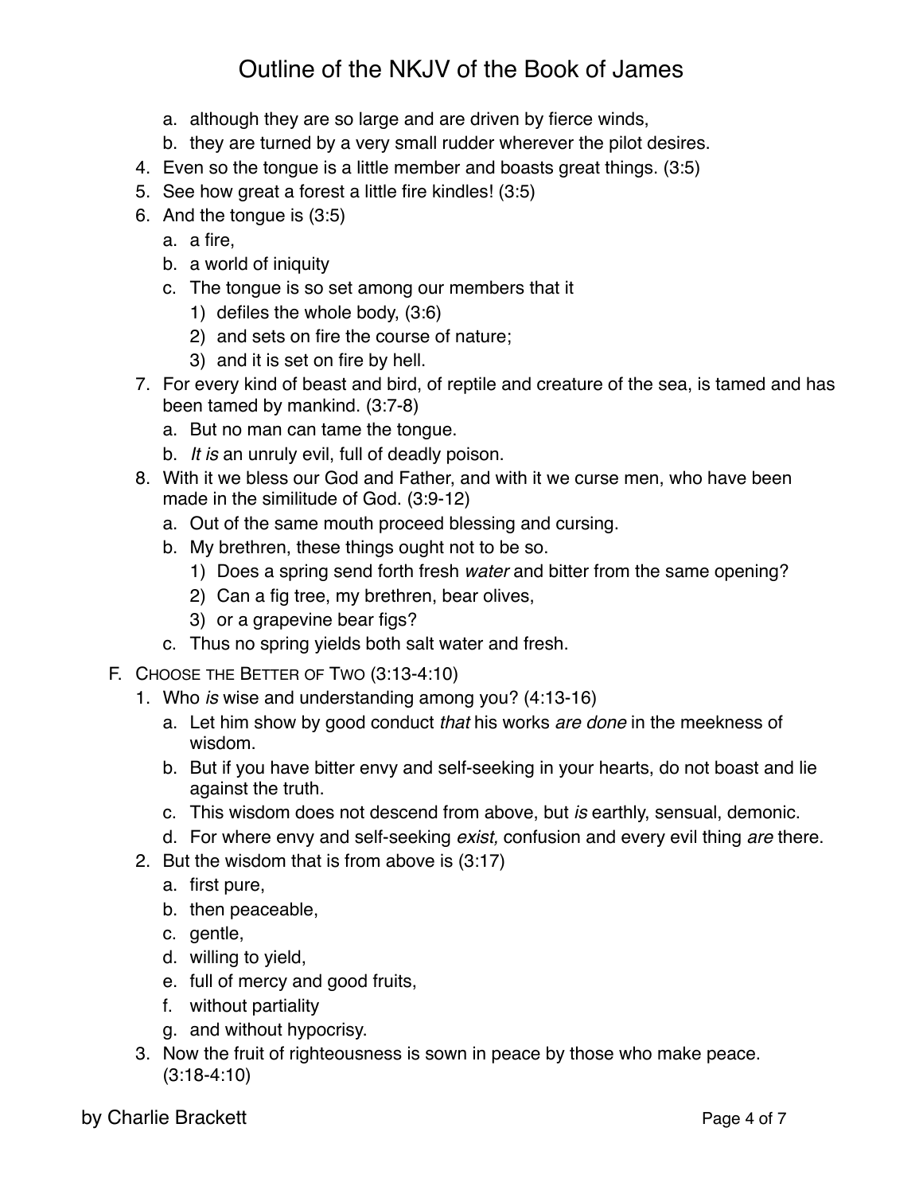a. although they are so large and are driven by fierce winds,
b. they are turned by a very small rudder wherever the pilot desires.

4. Even so the tongue is a little member and boasts great things. (3:5)
5. See how great a forest a little fire kindles! (3:5)
6. And the tongue is (3:5)
   a. a fire,
   b. a world of iniquity
   c. The tongue is so set among our members that it
      1) defiles the whole body, (3:6)
      2) and sets on fire the course of nature;
      3) and it is set on fire by hell.
7. For every kind of beast and bird, of reptile and creature of the sea, is tamed and has been tamed by mankind. (3:7-8)
   a. But no man can tame the tongue.
   b. *It is* an unruly evil, full of deadly poison.
8. With it we bless our God and Father, and with it we curse men, who have been made in the similitude of God. (3:9-12)
   a. Out of the same mouth proceed blessing and cursing.
   b. My brethren, these things ought not to be so.
      1) Does a spring send forth fresh *water* and bitter from the same opening?
      2) Can a fig tree, my brethren, bear olives,
      3) or a grapevine bear figs?
   c. Thus no spring yields both salt water and fresh.

F. Choose the Better of Two (3:13-4:10)

1. Who *is* wise and understanding among you? (4:13-16)
   a. Let him show by good conduct *that* his works *are done* in the meekness of wisdom.
   b. But if you have bitter envy and self-seeking in your hearts, do not boast and lie against the truth.
   c. This wisdom does not descend from above, but *is* earthly, sensual, demonic.
   d. For where envy and self-seeking *exist,* confusion and every evil thing *are* there.
2. But the wisdom that is from above is (3:17)
   a. first pure,
   b. then peaceable,
   c. gentle,
   d. willing to yield,
   e. full of mercy and good fruits,
   f. without partiality
   g. and without hypocrisy.
3. Now the fruit of righteousness is sown in peace by those who make peace. (3:18-4:10)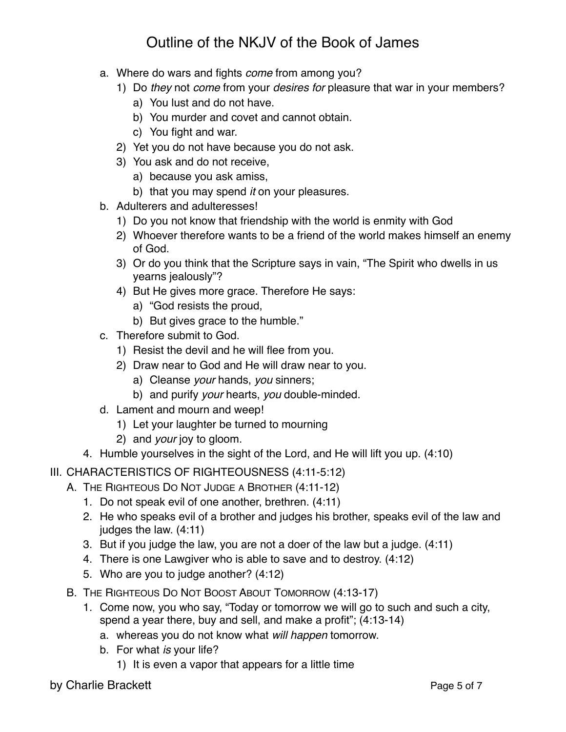a. Where do wars and fights *come* from among you?
   1) Do *they* not *come* from your *desires for* pleasure that war in your members?
      a) You lust and do not have.
      b) You murder and covet and cannot obtain.
      c) You fight and war.
   2) Yet you do not have because you do not ask.
   3) You ask and do not receive,
      a) because you ask amiss,
      b) that you may spend *it* on your pleasures.
b. Adulterers and adulteresses!
   1) Do you not know that friendship with the world is enmity with God
   2) Whoever therefore wants to be a friend of the world makes himself an enemy of God.
   3) Or do you think that the Scripture says in vain, "The Spirit who dwells in us yearns jealously"?
   4) But He gives more grace. Therefore He says:
      a) "God resists the proud,
      b) But gives grace to the humble."
c. Therefore submit to God.
   1) Resist the devil and he will flee from you.
   2) Draw near to God and He will draw near to you.
      a) Cleanse *your* hands, *you* sinners;
      b) and purify *your* hearts, *you* double-minded.
d. Lament and mourn and weep!
   1) Let your laughter be turned to mourning
   2) and *your* joy to gloom.

4. Humble yourselves in the sight of the Lord, and He will lift you up. (4:10)

III. CHARACTERISTICS OF RIGHTEOUSNESS (4:11-5:12)

A. THE RIGHTEOUS DO NOT JUDGE A BROTHER (4:11-12)
   1. Do not speak evil of one another, brethren. (4:11)
   2. He who speaks evil of a brother and judges his brother, speaks evil of the law and judges the law. (4:11)
   3. But if you judge the law, you are not a doer of the law but a judge. (4:11)
   4. There is one Lawgiver who is able to save and to destroy. (4:12)
   5. Who are you to judge another? (4:12)

B. THE RIGHTEOUS DO NOT BOOST ABOUT TOMORROW (4:13-17)
   1. Come now, you who say, "Today or tomorrow we will go to such and such a city, spend a year there, buy and sell, and make a profit"; (4:13-14)
      a. whereas you do not know what *will happen* tomorrow.
      b. For what *is* your life?
         1) It is even a vapor that appears for a little time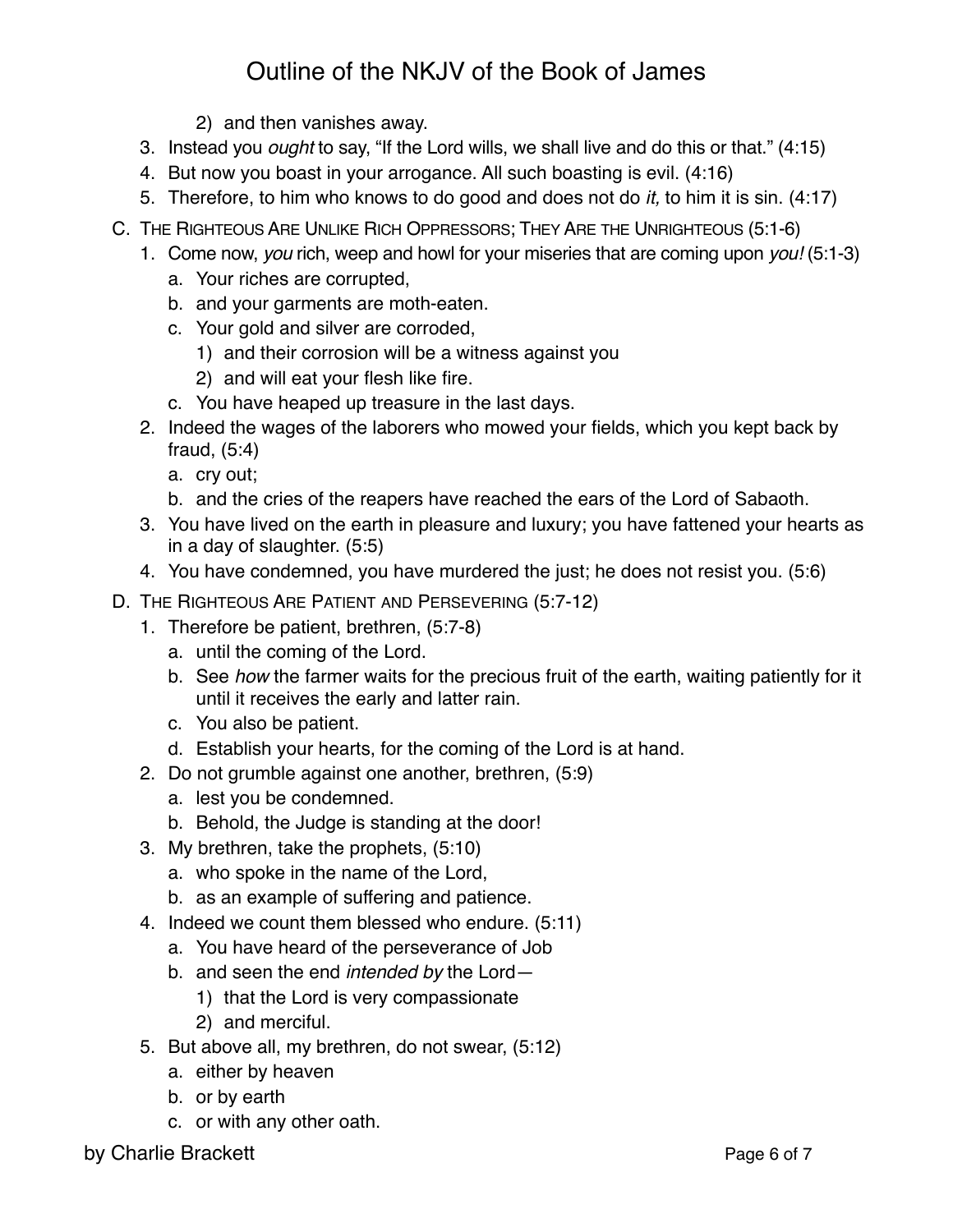2) and then vanishes away.
3. Instead you *ought* to say, "If the Lord wills, we shall live and do this or that." (4:15)
4. But now you boast in your arrogance. All such boasting is evil. (4:16)
5. Therefore, to him who knows to do good and does not do *it,* to him it is sin. (4:17)

C. The Righteous Are Unlike Rich Oppressors; They Are the Unrighteous (5:1-6)
   1. Come now, *you* rich, weep and howl for your miseries that are coming upon *you!* (5:1-3)
      a. Your riches are corrupted,
      b. and your garments are moth-eaten.
      c. Your gold and silver are corroded,
         1) and their corrosion will be a witness against you
         2) and will eat your flesh like fire.
      c. You have heaped up treasure in the last days.
   2. Indeed the wages of the laborers who mowed your fields, which you kept back by fraud, (5:4)
      a. cry out;
      b. and the cries of the reapers have reached the ears of the Lord of Sabaoth.
   3. You have lived on the earth in pleasure and luxury; you have fattened your hearts as in a day of slaughter. (5:5)
   4. You have condemned, you have murdered the just; he does not resist you. (5:6)

D. The Righteous Are Patient and Persevering (5:7-12)
   1. Therefore be patient, brethren, (5:7-8)
      a. until the coming of the Lord.
      b. See *how* the farmer waits for the precious fruit of the earth, waiting patiently for it until it receives the early and latter rain.
      c. You also be patient.
      d. Establish your hearts, for the coming of the Lord is at hand.
   2. Do not grumble against one another, brethren, (5:9)
      a. lest you be condemned.
      b. Behold, the Judge is standing at the door!
   3. My brethren, take the prophets, (5:10)
      a. who spoke in the name of the Lord,
      b. as an example of suffering and patience.
   4. Indeed we count them blessed who endure. (5:11)
      a. You have heard of the perseverance of Job
      b. and seen the end *intended by* the Lord—
         1) that the Lord is very compassionate
         2) and merciful.
   5. But above all, my brethren, do not swear, (5:12)
      a. either by heaven
      b. or by earth
      c. or with any other oath.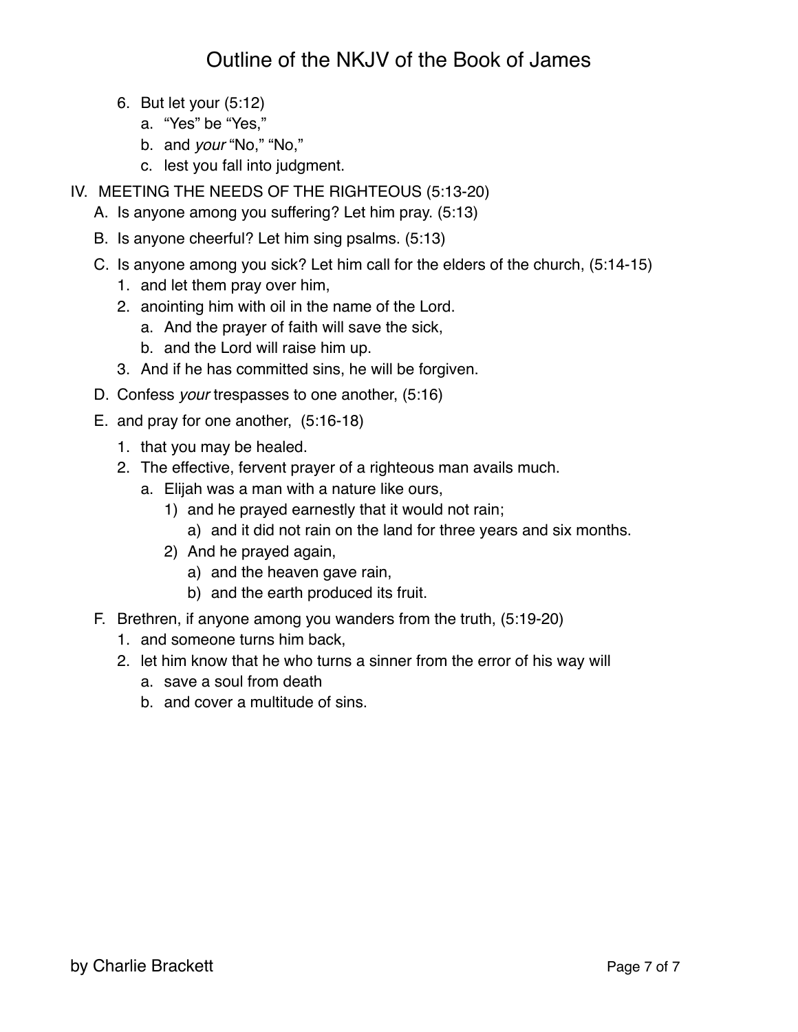6. But let your (5:12)
    a. "Yes" be "Yes,"
    b. and *your* "No," "No,"
    c. lest you fall into judgment.

IV. MEETING THE NEEDS OF THE RIGHTEOUS (5:13-20)

A. Is anyone among you suffering? Let him pray. (5:13)

B. Is anyone cheerful? Let him sing psalms. (5:13)

C. Is anyone among you sick? Let him call for the elders of the church, (5:14-15)
    1. and let them pray over him,
    2. anointing him with oil in the name of the Lord.
        a. And the prayer of faith will save the sick,
        b. and the Lord will raise him up.
    3. And if he has committed sins, he will be forgiven.

D. Confess *your* trespasses to one another, (5:16)

E. and pray for one another, (5:16-18)
    1. that you may be healed.
    2. The effective, fervent prayer of a righteous man avails much.
        a. Elijah was a man with a nature like ours,
            1) and he prayed earnestly that it would not rain;
                a) and it did not rain on the land for three years and six months.
            2) And he prayed again,
                a) and the heaven gave rain,
                b) and the earth produced its fruit.

F. Brethren, if anyone among you wanders from the truth, (5:19-20)
    1. and someone turns him back,
    2. let him know that he who turns a sinner from the error of his way will
        a. save a soul from death
        b. and cover a multitude of sins.